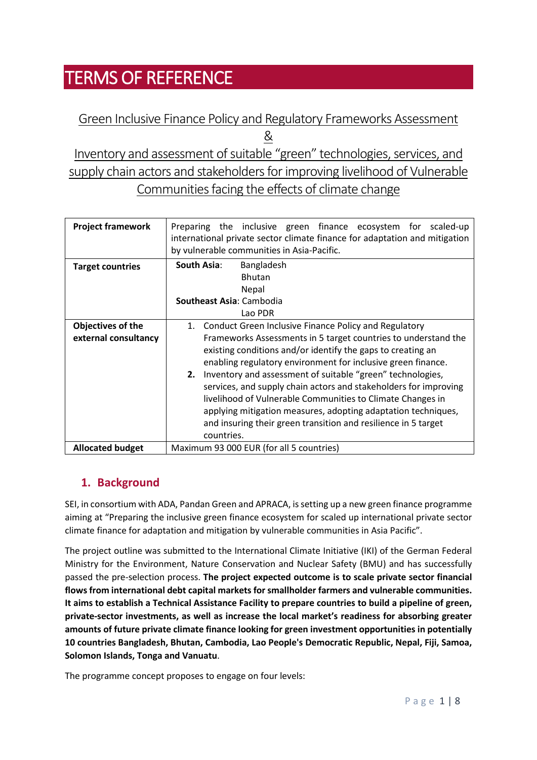# TERMS OF REFERENCE

Green Inclusive Finance Policy and Regulatory Frameworks Assessment

&

Inventory and assessment of suitable "green" technologies, services, and supply chain actors and stakeholders for improving livelihood of Vulnerable Communities facing the effects of climate change

| | |
|---|---|
| **Project framework** | Preparing the inclusive green finance ecosystem for scaled-up international private sector climate finance for adaptation and mitigation by vulnerable communities in Asia-Pacific. |
| **Target countries** | **South Asia**: Bangladesh<br>Bhutan<br>Nepal<br>**Southeast Asia**: Cambodia<br>Lao PDR |
| **Objectives of the external consultancy** | 1. Conduct Green Inclusive Finance Policy and Regulatory Frameworks Assessments in 5 target countries to understand the existing conditions and/or identify the gaps to creating an enabling regulatory environment for inclusive green finance.<br>**2.** Inventory and assessment of suitable "green" technologies, services, and supply chain actors and stakeholders for improving livelihood of Vulnerable Communities to Climate Changes in applying mitigation measures, adopting adaptation techniques, and insuring their green transition and resilience in 5 target countries. |
| **Allocated budget** | Maximum 93 000 EUR (for all 5 countries) |

## 1. Background

SEI, in consortium with ADA, Pandan Green and APRACA, is setting up a new green finance programme aiming at "Preparing the inclusive green finance ecosystem for scaled up international private sector climate finance for adaptation and mitigation by vulnerable communities in Asia Pacific".

The project outline was submitted to the International Climate Initiative (IKI) of the German Federal Ministry for the Environment, Nature Conservation and Nuclear Safety (BMU) and has successfully passed the pre-selection process. **The project expected outcome is to scale private sector financial flows from international debt capital markets for smallholder farmers and vulnerable communities. It aims to establish a Technical Assistance Facility to prepare countries to build a pipeline of green, private-sector investments, as well as increase the local market's readiness for absorbing greater amounts of future private climate finance looking for green investment opportunities in potentially 10 countries Bangladesh, Bhutan, Cambodia, Lao People's Democratic Republic, Nepal, Fiji, Samoa, Solomon Islands, Tonga and Vanuatu**.

The programme concept proposes to engage on four levels: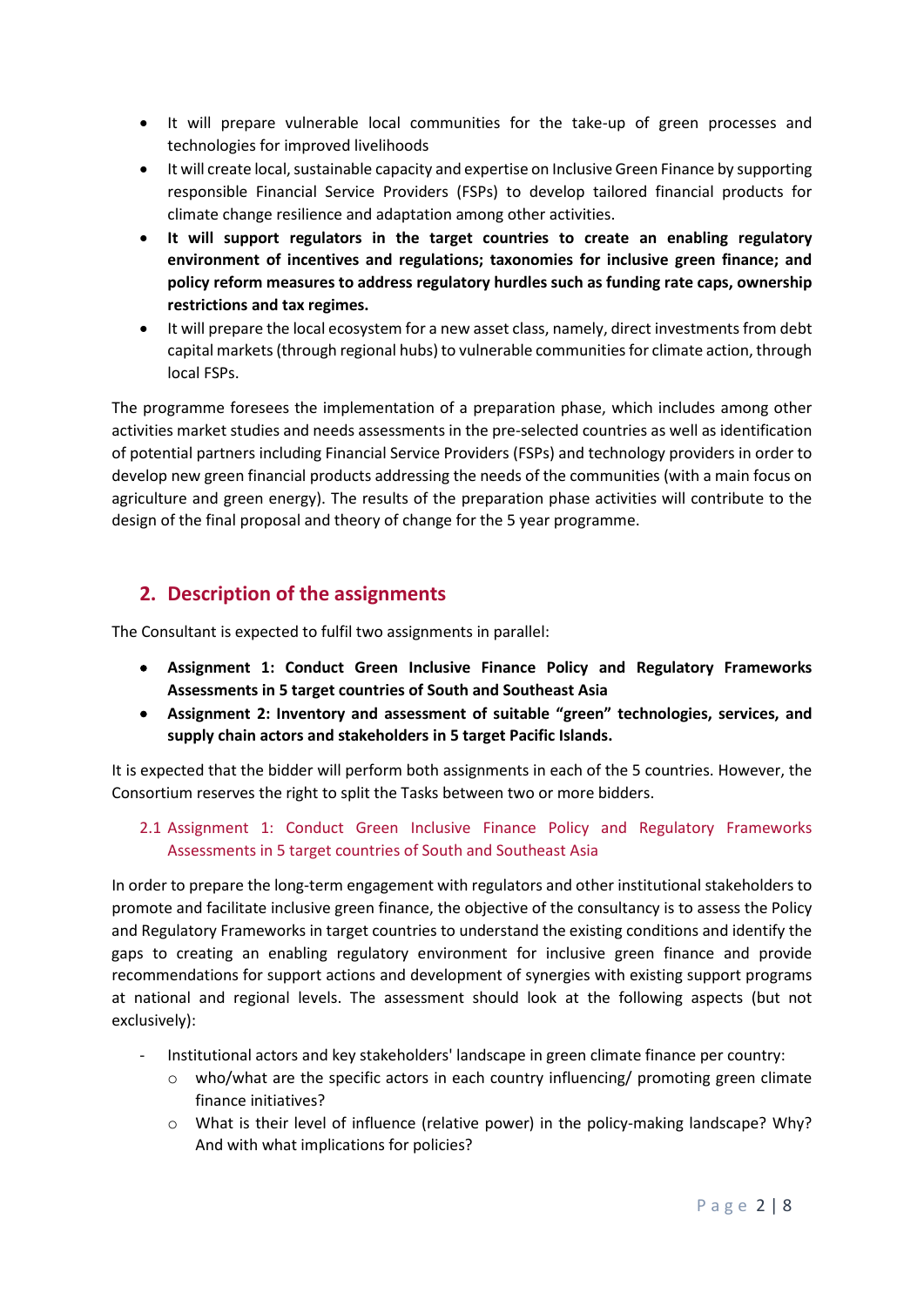- It will prepare vulnerable local communities for the take-up of green processes and technologies for improved livelihoods
- It will create local, sustainable capacity and expertise on Inclusive Green Finance by supporting responsible Financial Service Providers (FSPs) to develop tailored financial products for climate change resilience and adaptation among other activities.
- **It will support regulators in the target countries to create an enabling regulatory environment of incentives and regulations; taxonomies for inclusive green finance; and policy reform measures to address regulatory hurdles such as funding rate caps, ownership restrictions and tax regimes.**
- It will prepare the local ecosystem for a new asset class, namely, direct investments from debt capital markets (through regional hubs) to vulnerable communities for climate action, through local FSPs.

The programme foresees the implementation of a preparation phase, which includes among other activities market studies and needs assessments in the pre-selected countries as well as identification of potential partners including Financial Service Providers (FSPs) and technology providers in order to develop new green financial products addressing the needs of the communities (with a main focus on agriculture and green energy). The results of the preparation phase activities will contribute to the design of the final proposal and theory of change for the 5 year programme.

## 2. Description of the assignments

The Consultant is expected to fulfil two assignments in parallel:

- **Assignment 1: Conduct Green Inclusive Finance Policy and Regulatory Frameworks Assessments in 5 target countries of South and Southeast Asia**
- **Assignment 2: Inventory and assessment of suitable "green" technologies, services, and supply chain actors and stakeholders in 5 target Pacific Islands.**

It is expected that the bidder will perform both assignments in each of the 5 countries. However, the Consortium reserves the right to split the Tasks between two or more bidders.

### 2.1 Assignment 1: Conduct Green Inclusive Finance Policy and Regulatory Frameworks Assessments in 5 target countries of South and Southeast Asia

In order to prepare the long-term engagement with regulators and other institutional stakeholders to promote and facilitate inclusive green finance, the objective of the consultancy is to assess the Policy and Regulatory Frameworks in target countries to understand the existing conditions and identify the gaps to creating an enabling regulatory environment for inclusive green finance and provide recommendations for support actions and development of synergies with existing support programs at national and regional levels. The assessment should look at the following aspects (but not exclusively):

- Institutional actors and key stakeholders' landscape in green climate finance per country:
  - who/what are the specific actors in each country influencing/ promoting green climate finance initiatives?
  - What is their level of influence (relative power) in the policy-making landscape? Why? And with what implications for policies?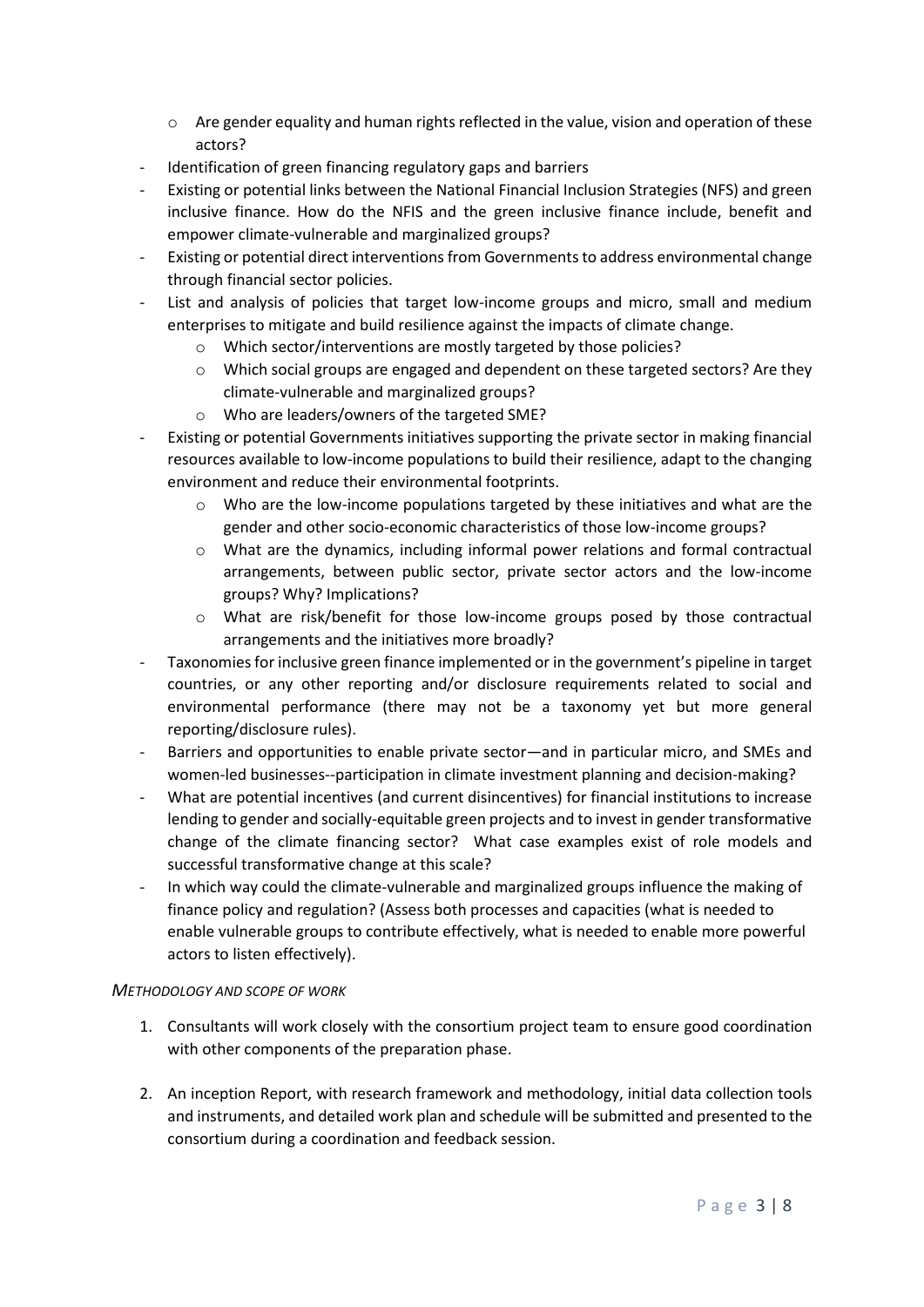- Are gender equality and human rights reflected in the value, vision and operation of these actors?
- Identification of green financing regulatory gaps and barriers
- Existing or potential links between the National Financial Inclusion Strategies (NFS) and green inclusive finance. How do the NFIS and the green inclusive finance include, benefit and empower climate-vulnerable and marginalized groups?
- Existing or potential direct interventions from Governments to address environmental change through financial sector policies.
- List and analysis of policies that target low-income groups and micro, small and medium enterprises to mitigate and build resilience against the impacts of climate change.
   - Which sector/interventions are mostly targeted by those policies?
   - Which social groups are engaged and dependent on these targeted sectors? Are they climate-vulnerable and marginalized groups?
   - Who are leaders/owners of the targeted SME?
- Existing or potential Governments initiatives supporting the private sector in making financial resources available to low-income populations to build their resilience, adapt to the changing environment and reduce their environmental footprints.
   - Who are the low-income populations targeted by these initiatives and what are the gender and other socio-economic characteristics of those low-income groups?
   - What are the dynamics, including informal power relations and formal contractual arrangements, between public sector, private sector actors and the low-income groups? Why? Implications?
   - What are risk/benefit for those low-income groups posed by those contractual arrangements and the initiatives more broadly?
- Taxonomies for inclusive green finance implemented or in the government's pipeline in target countries, or any other reporting and/or disclosure requirements related to social and environmental performance (there may not be a taxonomy yet but more general reporting/disclosure rules).
- Barriers and opportunities to enable private sector—and in particular micro, and SMEs and women-led businesses--participation in climate investment planning and decision-making?
- What are potential incentives (and current disincentives) for financial institutions to increase lending to gender and socially-equitable green projects and to invest in gender transformative change of the climate financing sector? What case examples exist of role models and successful transformative change at this scale?
- In which way could the climate-vulnerable and marginalized groups influence the making of finance policy and regulation? (Assess both processes and capacities (what is needed to enable vulnerable groups to contribute effectively, what is needed to enable more powerful actors to listen effectively).

*METHODOLOGY AND SCOPE OF WORK*

1. Consultants will work closely with the consortium project team to ensure good coordination with other components of the preparation phase.

2. An inception Report, with research framework and methodology, initial data collection tools and instruments, and detailed work plan and schedule will be submitted and presented to the consortium during a coordination and feedback session.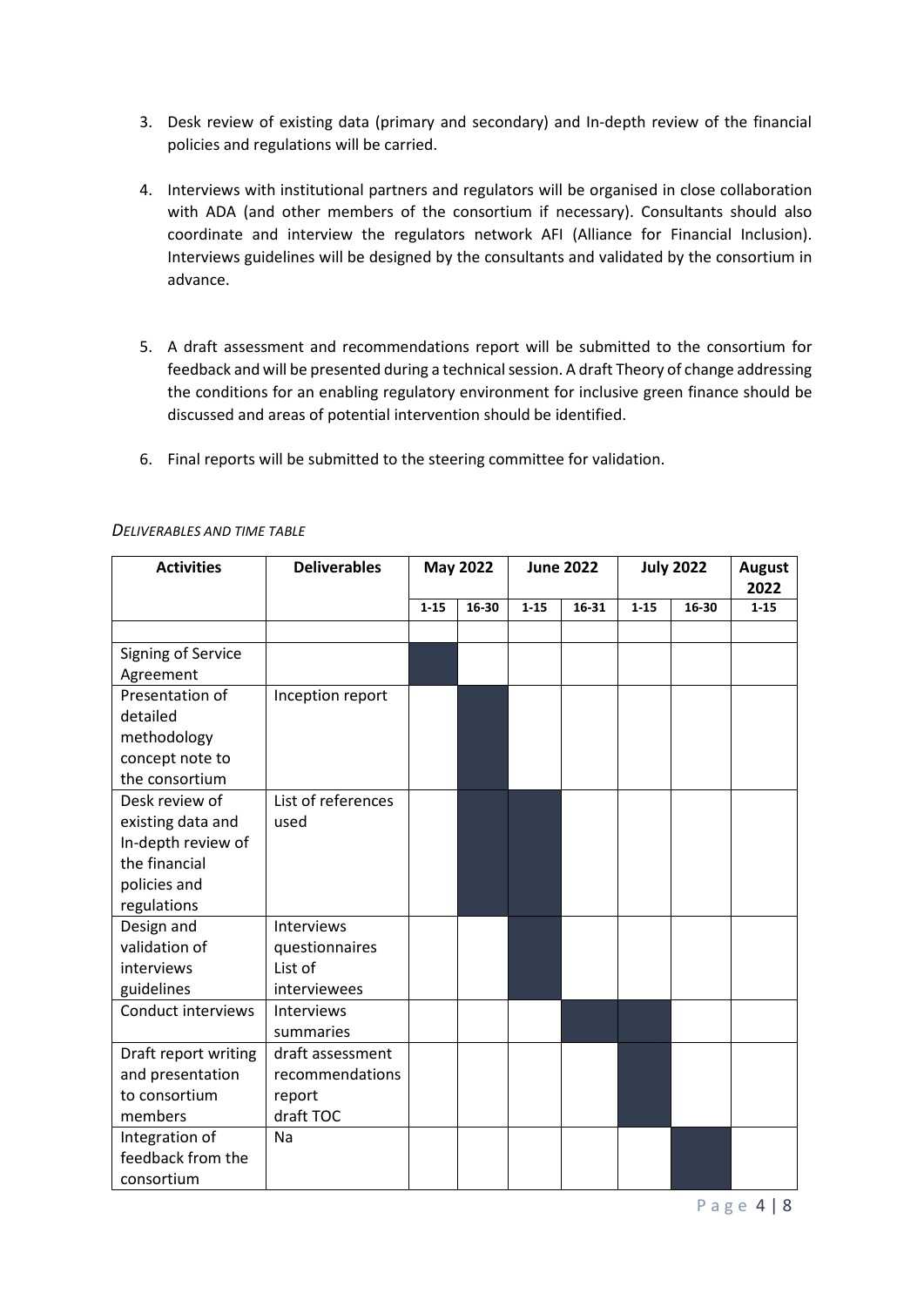3. Desk review of existing data (primary and secondary) and In-depth review of the financial policies and regulations will be carried.

4. Interviews with institutional partners and regulators will be organised in close collaboration with ADA (and other members of the consortium if necessary). Consultants should also coordinate and interview the regulators network AFI (Alliance for Financial Inclusion). Interviews guidelines will be designed by the consultants and validated by the consortium in advance.

5. A draft assessment and recommendations report will be submitted to the consortium for feedback and will be presented during a technical session. A draft Theory of change addressing the conditions for an enabling regulatory environment for inclusive green finance should be discussed and areas of potential intervention should be identified.

6. Final reports will be submitted to the steering committee for validation.

*DELIVERABLES AND TIME TABLE*

| Activities | Deliverables | May 2022 | | June 2022 | | July 2022 | | August 2022 |
|---|---|---|---|---|---|---|---|---|
| | | 1-15 | 16-30 | 1-15 | 16-31 | 1-15 | 16-30 | 1-15 |
| | | | | | | | | |
| Signing of Service Agreement | | X | | | | | | |
| Presentation of detailed methodology concept note to the consortium | Inception report | | X | | | | | |
| Desk review of existing data and In-depth review of the financial policies and regulations | List of references used | | X | X | | | | |
| Design and validation of interviews guidelines | Interviews questionnaires List of interviewees | | | X | | | | |
| Conduct interviews | Interviews summaries | | | | X | X | | |
| Draft report writing and presentation to consortium members | draft assessment recommendations report draft TOC | | | | | X | | |
| Integration of feedback from the consortium | Na | | | | | | X | |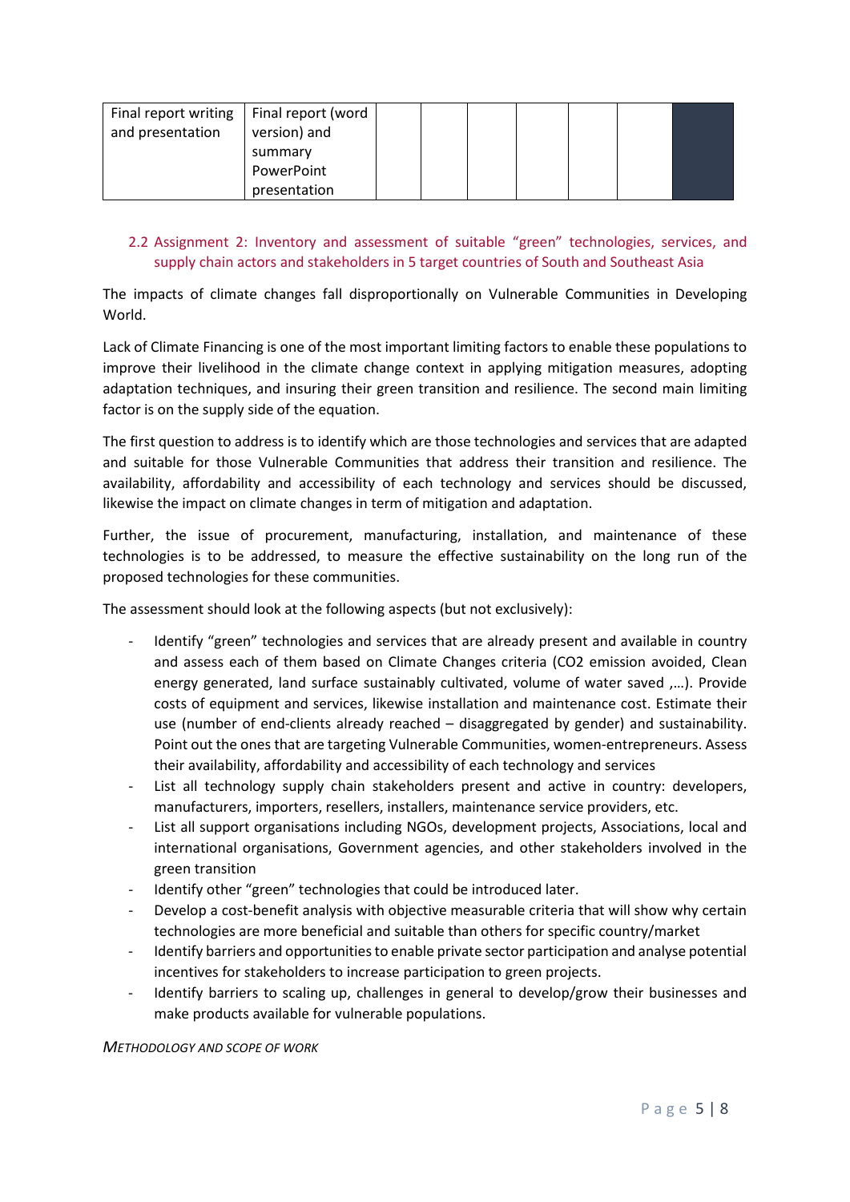| Final report writing and presentation | Final report (word version) and summary PowerPoint presentation | | | | | | |
|---|---|---|---|---|---|---|---|

### 2.2 Assignment 2: Inventory and assessment of suitable "green" technologies, services, and supply chain actors and stakeholders in 5 target countries of South and Southeast Asia

The impacts of climate changes fall disproportionally on Vulnerable Communities in Developing World.

Lack of Climate Financing is one of the most important limiting factors to enable these populations to improve their livelihood in the climate change context in applying mitigation measures, adopting adaptation techniques, and insuring their green transition and resilience. The second main limiting factor is on the supply side of the equation.

The first question to address is to identify which are those technologies and services that are adapted and suitable for those Vulnerable Communities that address their transition and resilience. The availability, affordability and accessibility of each technology and services should be discussed, likewise the impact on climate changes in term of mitigation and adaptation.

Further, the issue of procurement, manufacturing, installation, and maintenance of these technologies is to be addressed, to measure the effective sustainability on the long run of the proposed technologies for these communities.

The assessment should look at the following aspects (but not exclusively):

- Identify "green" technologies and services that are already present and available in country and assess each of them based on Climate Changes criteria ($CO_2$ emission avoided, Clean energy generated, land surface sustainably cultivated, volume of water saved ,…). Provide costs of equipment and services, likewise installation and maintenance cost. Estimate their use (number of end-clients already reached – disaggregated by gender) and sustainability. Point out the ones that are targeting Vulnerable Communities, women-entrepreneurs. Assess their availability, affordability and accessibility of each technology and services
- List all technology supply chain stakeholders present and active in country: developers, manufacturers, importers, resellers, installers, maintenance service providers, etc.
- List all support organisations including NGOs, development projects, Associations, local and international organisations, Government agencies, and other stakeholders involved in the green transition
- Identify other "green" technologies that could be introduced later.
- Develop a cost-benefit analysis with objective measurable criteria that will show why certain technologies are more beneficial and suitable than others for specific country/market
- Identify barriers and opportunities to enable private sector participation and analyse potential incentives for stakeholders to increase participation to green projects.
- Identify barriers to scaling up, challenges in general to develop/grow their businesses and make products available for vulnerable populations.

*METHODOLOGY AND SCOPE OF WORK*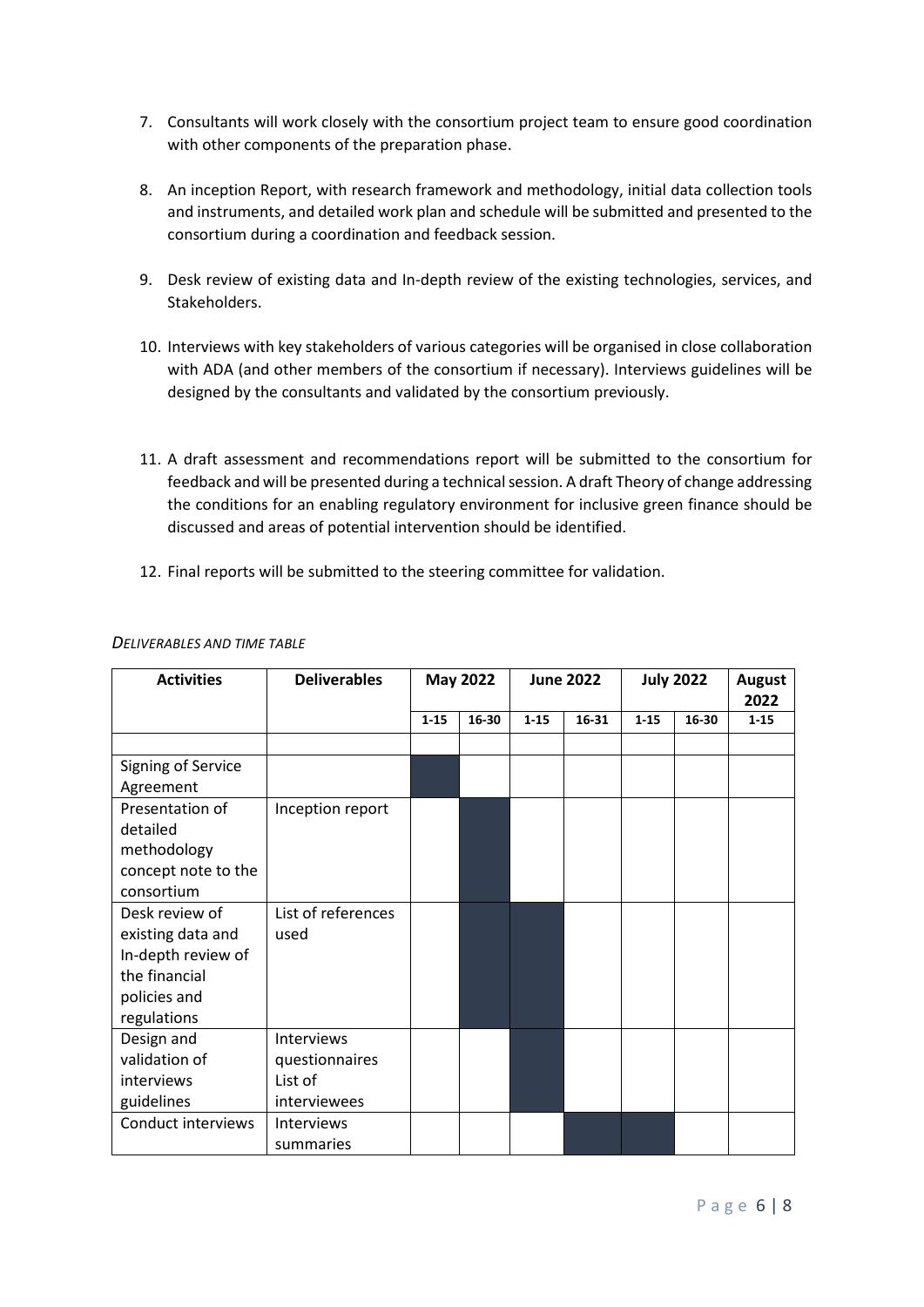7. Consultants will work closely with the consortium project team to ensure good coordination with other components of the preparation phase.

8. An inception Report, with research framework and methodology, initial data collection tools and instruments, and detailed work plan and schedule will be submitted and presented to the consortium during a coordination and feedback session.

9. Desk review of existing data and In-depth review of the existing technologies, services, and Stakeholders.

10. Interviews with key stakeholders of various categories will be organised in close collaboration with ADA (and other members of the consortium if necessary). Interviews guidelines will be designed by the consultants and validated by the consortium previously.

11. A draft assessment and recommendations report will be submitted to the consortium for feedback and will be presented during a technical session. A draft Theory of change addressing the conditions for an enabling regulatory environment for inclusive green finance should be discussed and areas of potential intervention should be identified.

12. Final reports will be submitted to the steering committee for validation.

*DELIVERABLES AND TIME TABLE*

| Activities | Deliverables | May 2022 | | June 2022 | | July 2022 | | August 2022 |
|---|---|---|---|---|---|---|---|---|
| | | 1-15 | 16-30 | 1-15 | 16-31 | 1-15 | 16-30 | 1-15 |
| | | | | | | | | |
| Signing of Service Agreement | | ■ | | | | | | |
| Presentation of detailed methodology concept note to the consortium | Inception report | | ■ | | | | | |
| Desk review of existing data and In-depth review of the financial policies and regulations | List of references used | | ■ | ■ | | | | |
| Design and validation of interviews guidelines | Interviews questionnaires List of interviewees | | | ■ | | | | |
| Conduct interviews | Interviews summaries | | | | ■ | ■ | | |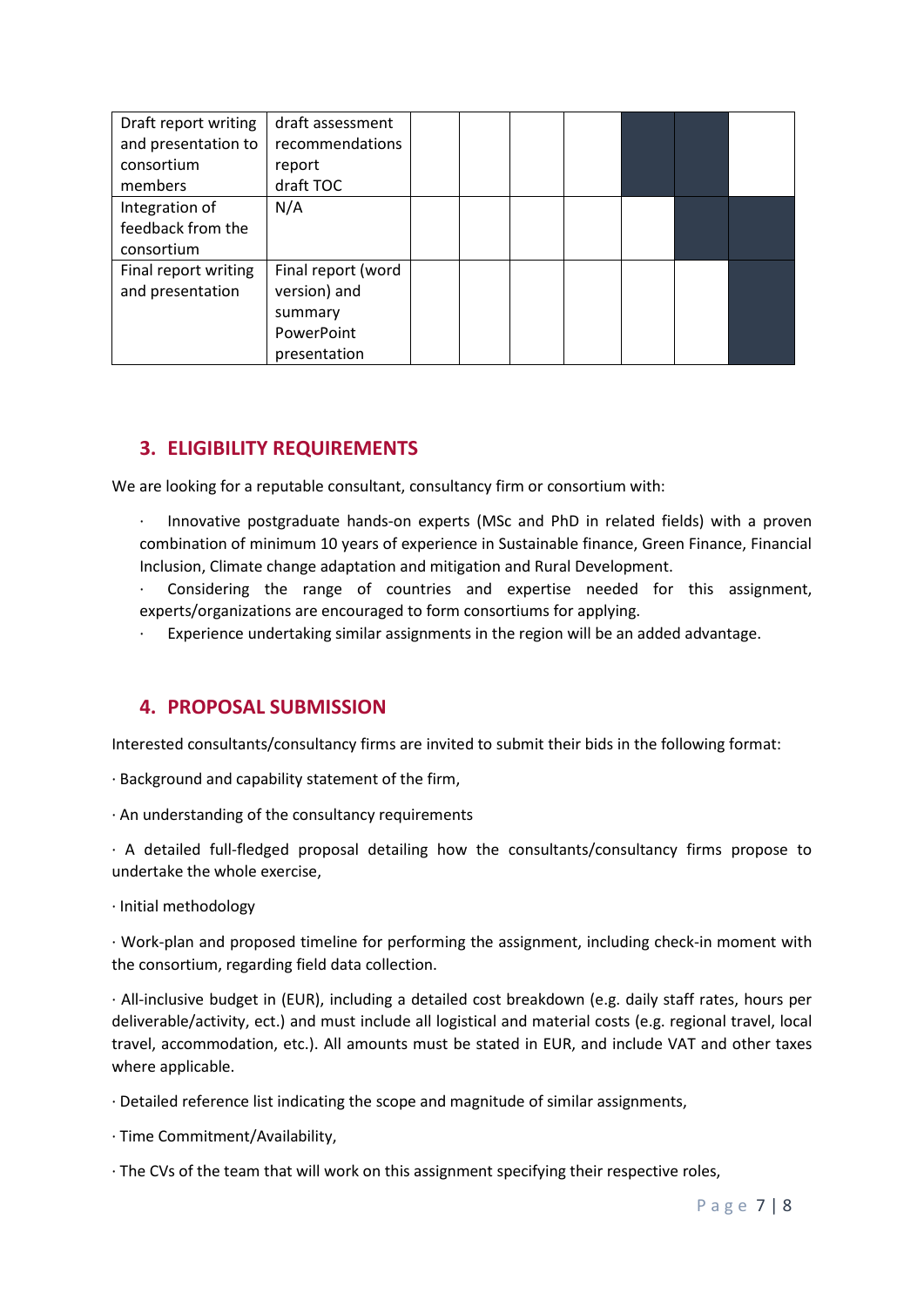| | | | | | | | | |
|---|---|---|---|---|---|---|---|---|
| Draft report writing and presentation to consortium members | draft assessment recommendations report draft TOC | | | | | | | |
| Integration of feedback from the consortium | N/A | | | | | | | |
| Final report writing and presentation | Final report (word version) and summary PowerPoint presentation | | | | | | | |

## 3. ELIGIBILITY REQUIREMENTS

We are looking for a reputable consultant, consultancy firm or consortium with:

- Innovative postgraduate hands-on experts (MSc and PhD in related fields) with a proven combination of minimum 10 years of experience in Sustainable finance, Green Finance, Financial Inclusion, Climate change adaptation and mitigation and Rural Development.
- Considering the range of countries and expertise needed for this assignment, experts/organizations are encouraged to form consortiums for applying.
- Experience undertaking similar assignments in the region will be an added advantage.

## 4. PROPOSAL SUBMISSION

Interested consultants/consultancy firms are invited to submit their bids in the following format:

- Background and capability statement of the firm,
- An understanding of the consultancy requirements
- A detailed full-fledged proposal detailing how the consultants/consultancy firms propose to undertake the whole exercise,
- Initial methodology
- Work-plan and proposed timeline for performing the assignment, including check-in moment with the consortium, regarding field data collection.
- All-inclusive budget in (EUR), including a detailed cost breakdown (e.g. daily staff rates, hours per deliverable/activity, ect.) and must include all logistical and material costs (e.g. regional travel, local travel, accommodation, etc.). All amounts must be stated in EUR, and include VAT and other taxes where applicable.
- Detailed reference list indicating the scope and magnitude of similar assignments,
- Time Commitment/Availability,
- The CVs of the team that will work on this assignment specifying their respective roles,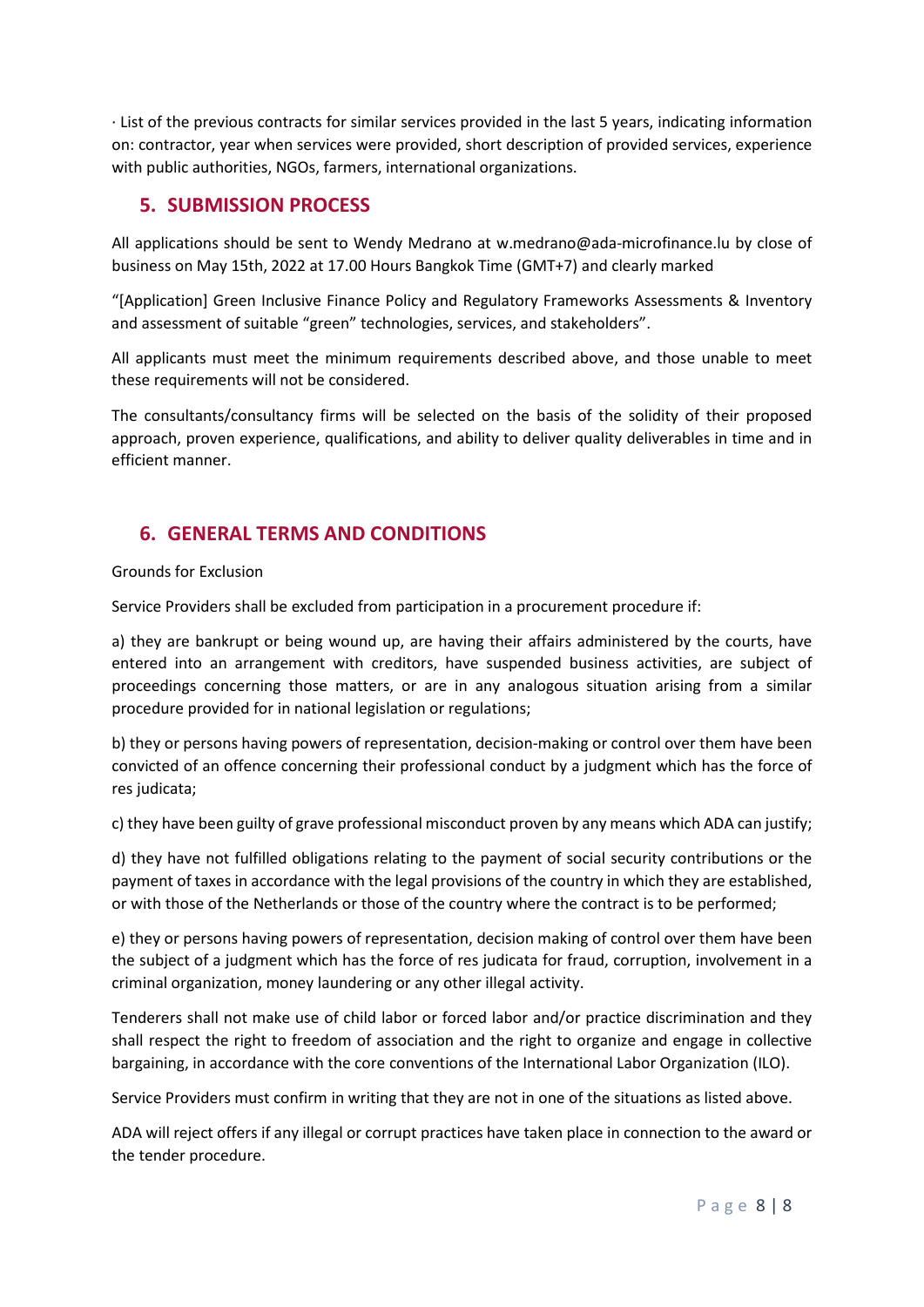· List of the previous contracts for similar services provided in the last 5 years, indicating information on: contractor, year when services were provided, short description of provided services, experience with public authorities, NGOs, farmers, international organizations.

## 5. SUBMISSION PROCESS

All applications should be sent to Wendy Medrano at w.medrano@ada-microfinance.lu by close of business on May 15th, 2022 at 17.00 Hours Bangkok Time (GMT+7) and clearly marked

“[Application] Green Inclusive Finance Policy and Regulatory Frameworks Assessments & Inventory and assessment of suitable “green” technologies, services, and stakeholders”.

All applicants must meet the minimum requirements described above, and those unable to meet these requirements will not be considered.

The consultants/consultancy firms will be selected on the basis of the solidity of their proposed approach, proven experience, qualifications, and ability to deliver quality deliverables in time and in efficient manner.

## 6. GENERAL TERMS AND CONDITIONS

Grounds for Exclusion

Service Providers shall be excluded from participation in a procurement procedure if:

a) they are bankrupt or being wound up, are having their affairs administered by the courts, have entered into an arrangement with creditors, have suspended business activities, are subject of proceedings concerning those matters, or are in any analogous situation arising from a similar procedure provided for in national legislation or regulations;

b) they or persons having powers of representation, decision-making or control over them have been convicted of an offence concerning their professional conduct by a judgment which has the force of res judicata;

c) they have been guilty of grave professional misconduct proven by any means which ADA can justify;

d) they have not fulfilled obligations relating to the payment of social security contributions or the payment of taxes in accordance with the legal provisions of the country in which they are established, or with those of the Netherlands or those of the country where the contract is to be performed;

e) they or persons having powers of representation, decision making of control over them have been the subject of a judgment which has the force of res judicata for fraud, corruption, involvement in a criminal organization, money laundering or any other illegal activity.

Tenderers shall not make use of child labor or forced labor and/or practice discrimination and they shall respect the right to freedom of association and the right to organize and engage in collective bargaining, in accordance with the core conventions of the International Labor Organization (ILO).

Service Providers must confirm in writing that they are not in one of the situations as listed above.

ADA will reject offers if any illegal or corrupt practices have taken place in connection to the award or the tender procedure.